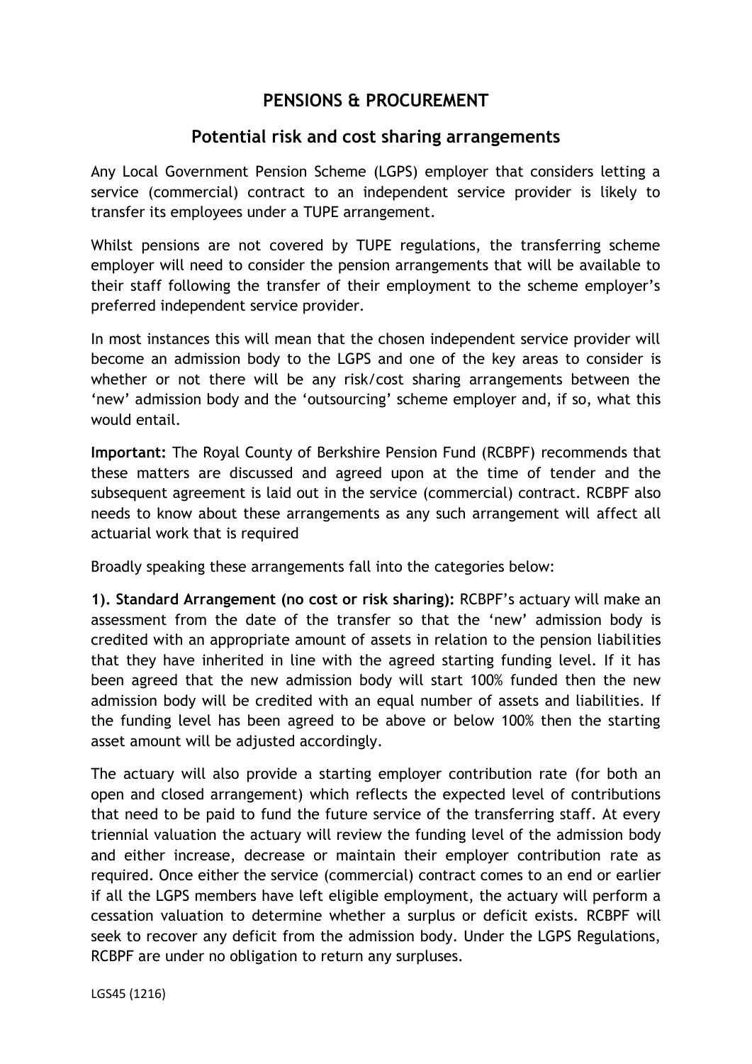# PENSIONS & PROCUREMENT

## Potential risk and cost sharing arrangements

Any Local Government Pension Scheme (LGPS) employer that considers letting a service (commercial) contract to an independent service provider is likely to transfer its employees under a TUPE arrangement.

Whilst pensions are not covered by TUPE regulations, the transferring scheme employer will need to consider the pension arrangements that will be available to their staff following the transfer of their employment to the scheme employer's preferred independent service provider.

In most instances this will mean that the chosen independent service provider will become an admission body to the LGPS and one of the key areas to consider is whether or not there will be any risk/cost sharing arrangements between the 'new' admission body and the 'outsourcing' scheme employer and, if so, what this would entail.

**Important:** The Royal County of Berkshire Pension Fund (RCBPF) recommends that these matters are discussed and agreed upon at the time of tender and the subsequent agreement is laid out in the service (commercial) contract. RCBPF also needs to know about these arrangements as any such arrangement will affect all actuarial work that is required

Broadly speaking these arrangements fall into the categories below:

**1). Standard Arrangement (no cost or risk sharing):** RCBPF's actuary will make an assessment from the date of the transfer so that the 'new' admission body is credited with an appropriate amount of assets in relation to the pension liabilities that they have inherited in line with the agreed starting funding level. If it has been agreed that the new admission body will start 100% funded then the new admission body will be credited with an equal number of assets and liabilities. If the funding level has been agreed to be above or below 100% then the starting asset amount will be adjusted accordingly.

The actuary will also provide a starting employer contribution rate (for both an open and closed arrangement) which reflects the expected level of contributions that need to be paid to fund the future service of the transferring staff. At every triennial valuation the actuary will review the funding level of the admission body and either increase, decrease or maintain their employer contribution rate as required. Once either the service (commercial) contract comes to an end or earlier if all the LGPS members have left eligible employment, the actuary will perform a cessation valuation to determine whether a surplus or deficit exists. RCBPF will seek to recover any deficit from the admission body. Under the LGPS Regulations, RCBPF are under no obligation to return any surpluses.

LGS45 (1216)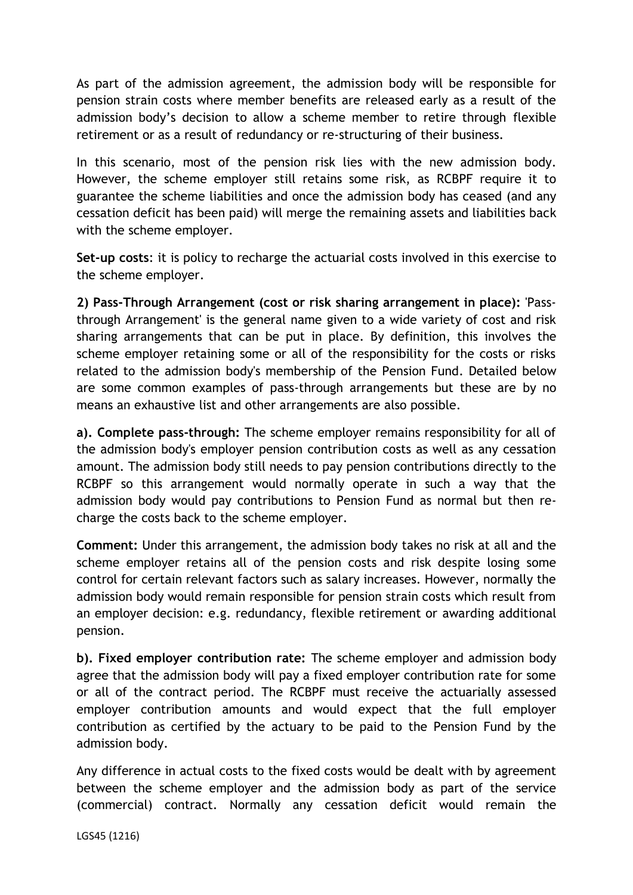As part of the admission agreement, the admission body will be responsible for pension strain costs where member benefits are released early as a result of the admission body's decision to allow a scheme member to retire through flexible retirement or as a result of redundancy or re-structuring of their business.

In this scenario, most of the pension risk lies with the new admission body. However, the scheme employer still retains some risk, as RCBPF require it to guarantee the scheme liabilities and once the admission body has ceased (and any cessation deficit has been paid) will merge the remaining assets and liabilities back with the scheme employer.

**Set-up costs**: it is policy to recharge the actuarial costs involved in this exercise to the scheme employer.

**2) Pass-Through Arrangement (cost or risk sharing arrangement in place):** 'Pass-through Arrangement' is the general name given to a wide variety of cost and risk sharing arrangements that can be put in place. By definition, this involves the scheme employer retaining some or all of the responsibility for the costs or risks related to the admission body's membership of the Pension Fund. Detailed below are some common examples of pass-through arrangements but these are by no means an exhaustive list and other arrangements are also possible.

**a). Complete pass-through:** The scheme employer remains responsibility for all of the admission body's employer pension contribution costs as well as any cessation amount. The admission body still needs to pay pension contributions directly to the RCBPF so this arrangement would normally operate in such a way that the admission body would pay contributions to Pension Fund as normal but then re-charge the costs back to the scheme employer.

**Comment:** Under this arrangement, the admission body takes no risk at all and the scheme employer retains all of the pension costs and risk despite losing some control for certain relevant factors such as salary increases. However, normally the admission body would remain responsible for pension strain costs which result from an employer decision: e.g. redundancy, flexible retirement or awarding additional pension.

**b). Fixed employer contribution rate:** The scheme employer and admission body agree that the admission body will pay a fixed employer contribution rate for some or all of the contract period. The RCBPF must receive the actuarially assessed employer contribution amounts and would expect that the full employer contribution as certified by the actuary to be paid to the Pension Fund by the admission body.

Any difference in actual costs to the fixed costs would be dealt with by agreement between the scheme employer and the admission body as part of the service (commercial) contract. Normally any cessation deficit would remain the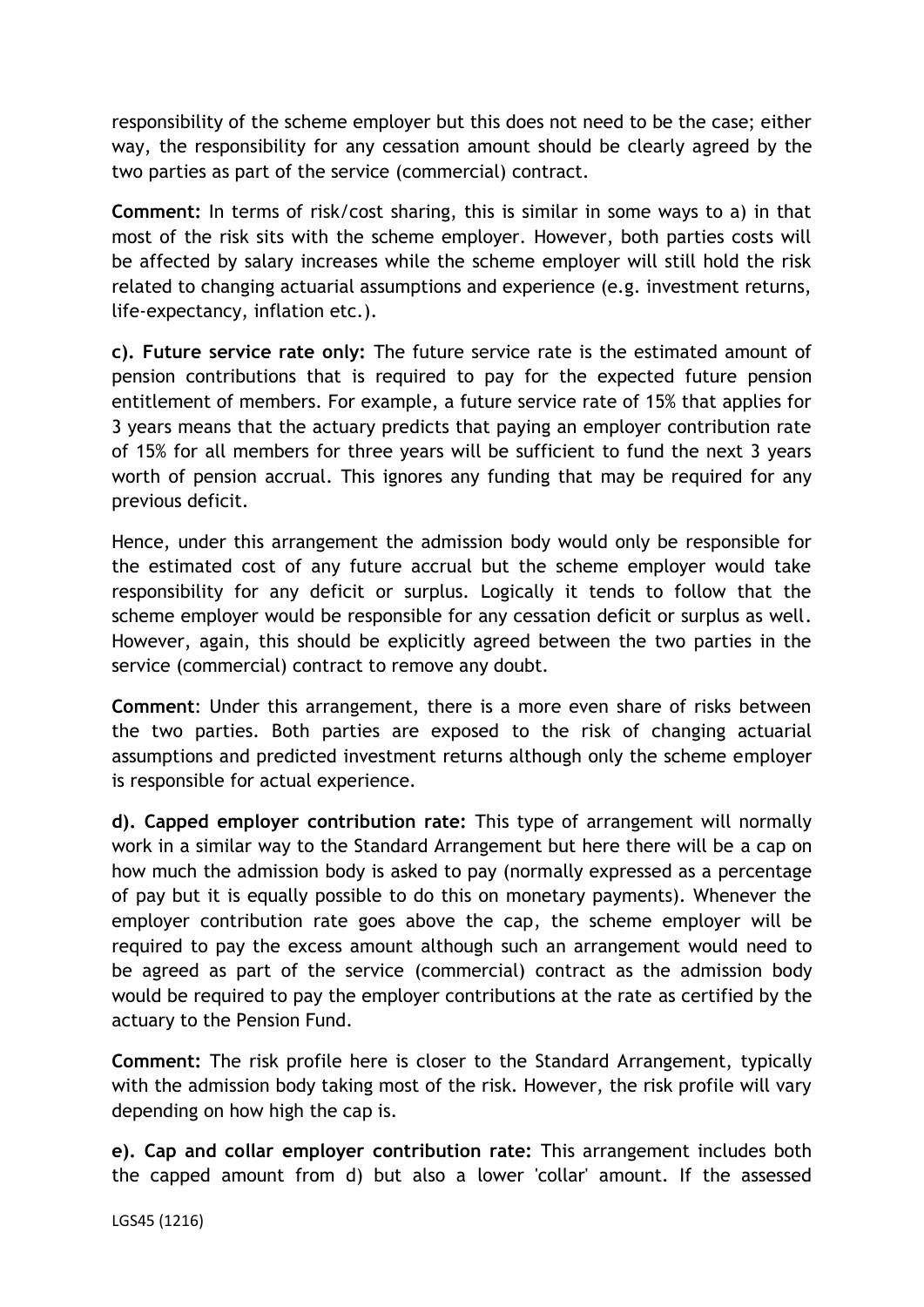responsibility of the scheme employer but this does not need to be the case; either way, the responsibility for any cessation amount should be clearly agreed by the two parties as part of the service (commercial) contract.

**Comment:** In terms of risk/cost sharing, this is similar in some ways to a) in that most of the risk sits with the scheme employer. However, both parties costs will be affected by salary increases while the scheme employer will still hold the risk related to changing actuarial assumptions and experience (e.g. investment returns, life-expectancy, inflation etc.).

**c). Future service rate only:** The future service rate is the estimated amount of pension contributions that is required to pay for the expected future pension entitlement of members. For example, a future service rate of 15% that applies for 3 years means that the actuary predicts that paying an employer contribution rate of 15% for all members for three years will be sufficient to fund the next 3 years worth of pension accrual. This ignores any funding that may be required for any previous deficit.

Hence, under this arrangement the admission body would only be responsible for the estimated cost of any future accrual but the scheme employer would take responsibility for any deficit or surplus. Logically it tends to follow that the scheme employer would be responsible for any cessation deficit or surplus as well. However, again, this should be explicitly agreed between the two parties in the service (commercial) contract to remove any doubt.

**Comment**: Under this arrangement, there is a more even share of risks between the two parties. Both parties are exposed to the risk of changing actuarial assumptions and predicted investment returns although only the scheme employer is responsible for actual experience.

**d). Capped employer contribution rate:** This type of arrangement will normally work in a similar way to the Standard Arrangement but here there will be a cap on how much the admission body is asked to pay (normally expressed as a percentage of pay but it is equally possible to do this on monetary payments). Whenever the employer contribution rate goes above the cap, the scheme employer will be required to pay the excess amount although such an arrangement would need to be agreed as part of the service (commercial) contract as the admission body would be required to pay the employer contributions at the rate as certified by the actuary to the Pension Fund.

**Comment:** The risk profile here is closer to the Standard Arrangement, typically with the admission body taking most of the risk. However, the risk profile will vary depending on how high the cap is.

**e). Cap and collar employer contribution rate:** This arrangement includes both the capped amount from d) but also a lower 'collar' amount. If the assessed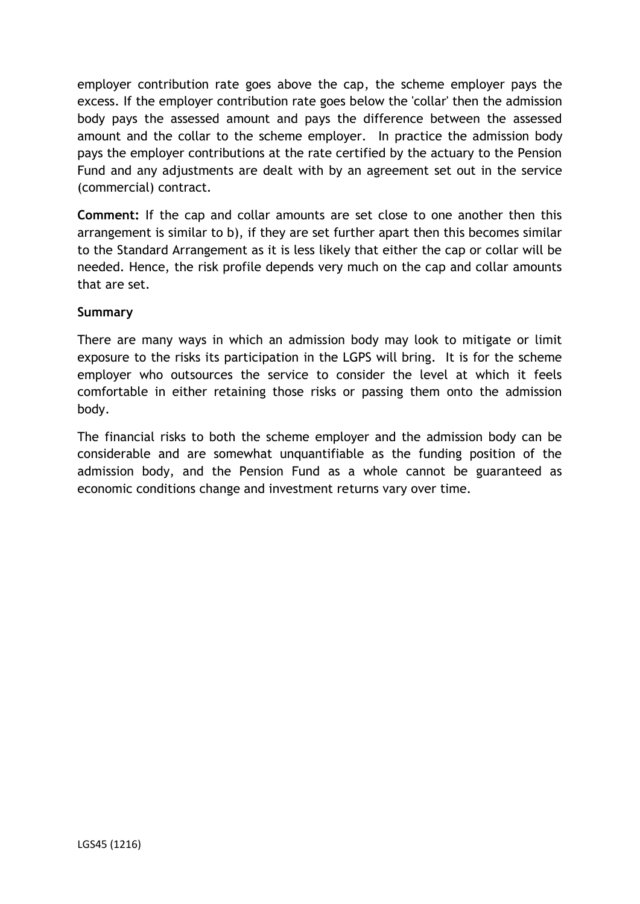employer contribution rate goes above the cap, the scheme employer pays the excess. If the employer contribution rate goes below the 'collar' then the admission body pays the assessed amount and pays the difference between the assessed amount and the collar to the scheme employer. In practice the admission body pays the employer contributions at the rate certified by the actuary to the Pension Fund and any adjustments are dealt with by an agreement set out in the service (commercial) contract.

**Comment:** If the cap and collar amounts are set close to one another then this arrangement is similar to b), if they are set further apart then this becomes similar to the Standard Arrangement as it is less likely that either the cap or collar will be needed. Hence, the risk profile depends very much on the cap and collar amounts that are set.

**Summary**

There are many ways in which an admission body may look to mitigate or limit exposure to the risks its participation in the LGPS will bring. It is for the scheme employer who outsources the service to consider the level at which it feels comfortable in either retaining those risks or passing them onto the admission body.

The financial risks to both the scheme employer and the admission body can be considerable and are somewhat unquantifiable as the funding position of the admission body, and the Pension Fund as a whole cannot be guaranteed as economic conditions change and investment returns vary over time.